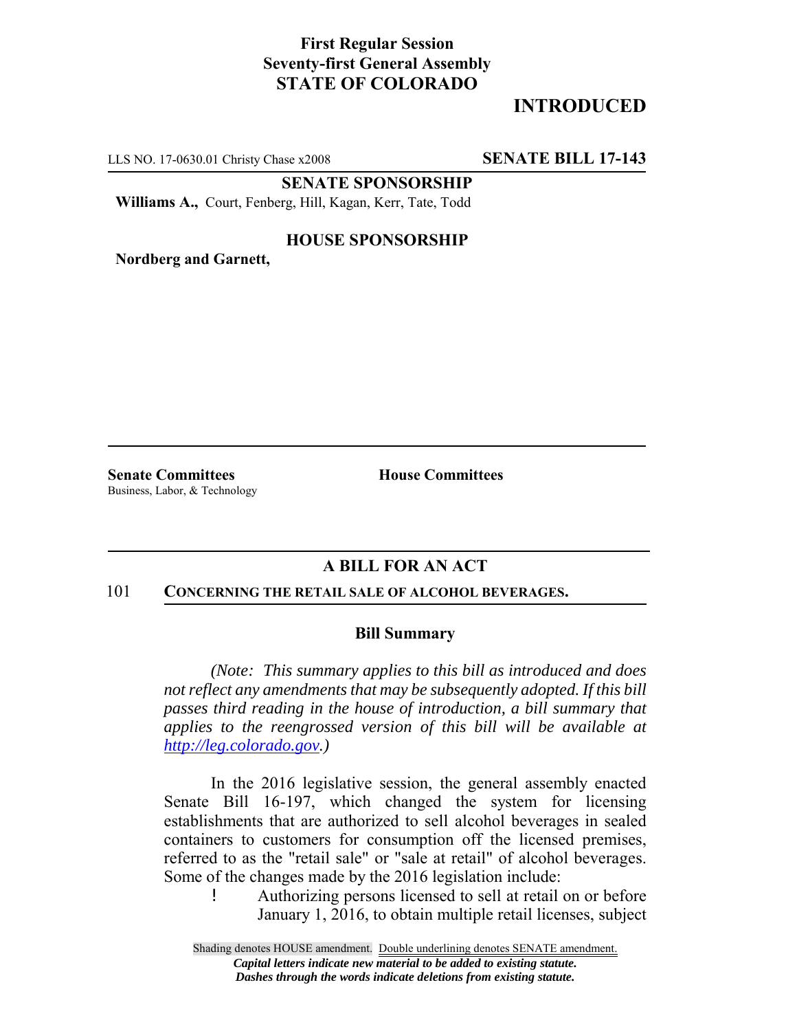**First Regular Session**
**Seventy-first General Assembly**
**STATE OF COLORADO**

## INTRODUCED

LLS NO. 17-0630.01 Christy Chase x2008 **SENATE BILL 17-143**

**SENATE SPONSORSHIP**

**Williams A.,** Court, Fenberg, Hill, Kagan, Kerr, Tate, Todd

**HOUSE SPONSORSHIP**

**Nordberg and Garnett,**

**Senate Committees**
Business, Labor, & Technology

**House Committees**

### A BILL FOR AN ACT

101 **CONCERNING THE RETAIL SALE OF ALCOHOL BEVERAGES.**

### Bill Summary

*(Note: This summary applies to this bill as introduced and does not reflect any amendments that may be subsequently adopted. If this bill passes third reading in the house of introduction, a bill summary that applies to the reengrossed version of this bill will be available at http://leg.colorado.gov.)*

In the 2016 legislative session, the general assembly enacted Senate Bill 16-197, which changed the system for licensing establishments that are authorized to sell alcohol beverages in sealed containers to customers for consumption off the licensed premises, referred to as the "retail sale" or "sale at retail" of alcohol beverages. Some of the changes made by the 2016 legislation include:

- Authorizing persons licensed to sell at retail on or before January 1, 2016, to obtain multiple retail licenses, subject

Shading denotes HOUSE amendment. Double underlining denotes SENATE amendment.
*Capital letters indicate new material to be added to existing statute.*
*Dashes through the words indicate deletions from existing statute.*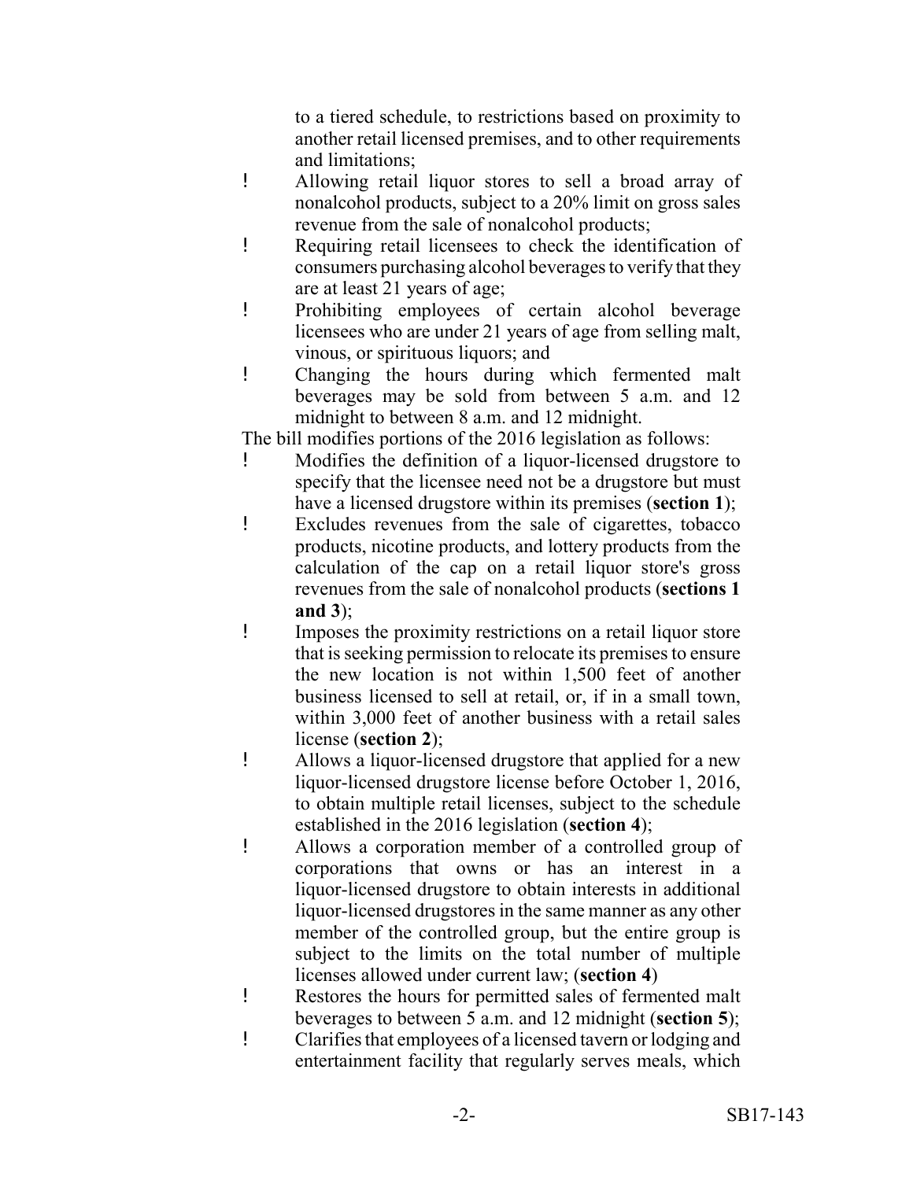to a tiered schedule, to restrictions based on proximity to another retail licensed premises, and to other requirements and limitations;

- Allowing retail liquor stores to sell a broad array of nonalcohol products, subject to a 20% limit on gross sales revenue from the sale of nonalcohol products;
- Requiring retail licensees to check the identification of consumers purchasing alcohol beverages to verify that they are at least 21 years of age;
- Prohibiting employees of certain alcohol beverage licensees who are under 21 years of age from selling malt, vinous, or spirituous liquors; and
- Changing the hours during which fermented malt beverages may be sold from between 5 a.m. and 12 midnight to between 8 a.m. and 12 midnight.

The bill modifies portions of the 2016 legislation as follows:

- Modifies the definition of a liquor-licensed drugstore to specify that the licensee need not be a drugstore but must have a licensed drugstore within its premises (**section 1**);
- Excludes revenues from the sale of cigarettes, tobacco products, nicotine products, and lottery products from the calculation of the cap on a retail liquor store's gross revenues from the sale of nonalcohol products (**sections 1 and 3**);
- Imposes the proximity restrictions on a retail liquor store that is seeking permission to relocate its premises to ensure the new location is not within 1,500 feet of another business licensed to sell at retail, or, if in a small town, within 3,000 feet of another business with a retail sales license (**section 2**);
- Allows a liquor-licensed drugstore that applied for a new liquor-licensed drugstore license before October 1, 2016, to obtain multiple retail licenses, subject to the schedule established in the 2016 legislation (**section 4**);
- Allows a corporation member of a controlled group of corporations that owns or has an interest in a liquor-licensed drugstore to obtain interests in additional liquor-licensed drugstores in the same manner as any other member of the controlled group, but the entire group is subject to the limits on the total number of multiple licenses allowed under current law; (**section 4**)
- Restores the hours for permitted sales of fermented malt beverages to between 5 a.m. and 12 midnight (**section 5**);
- Clarifies that employees of a licensed tavern or lodging and entertainment facility that regularly serves meals, which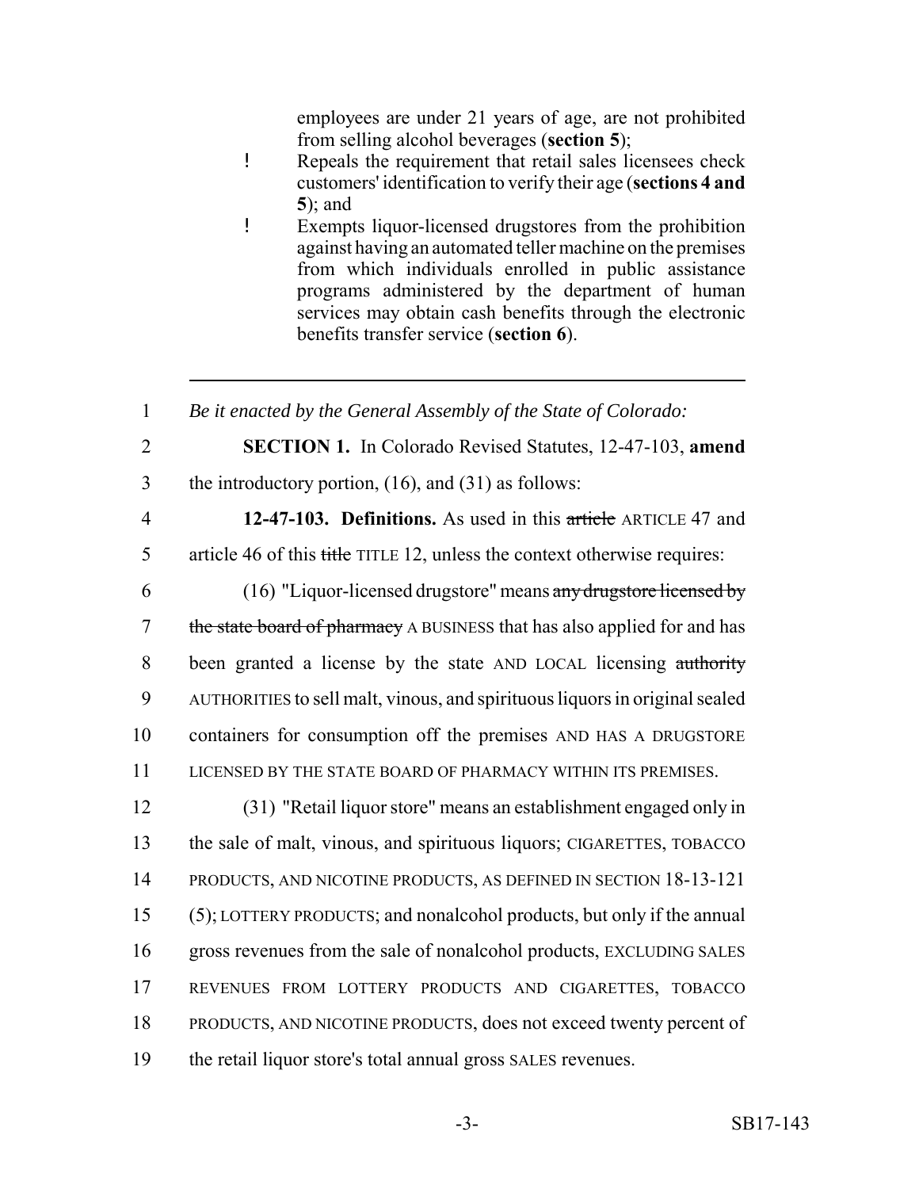employees are under 21 years of age, are not prohibited from selling alcohol beverages (**section 5**);

- Repeals the requirement that retail sales licensees check customers' identification to verify their age (**sections 4 and 5**); and
- Exempts liquor-licensed drugstores from the prohibition against having an automated teller machine on the premises from which individuals enrolled in public assistance programs administered by the department of human services may obtain cash benefits through the electronic benefits transfer service (**section 6**).

---

1 *Be it enacted by the General Assembly of the State of Colorado:*

2 **SECTION 1.** In Colorado Revised Statutes, 12-47-103, **amend**
3 the introductory portion, (16), and (31) as follows:

4 **12-47-103. Definitions.** As used in this ~~article~~ ARTICLE 47 and
5 article 46 of this ~~title~~ TITLE 12, unless the context otherwise requires:

6 (16) "Liquor-licensed drugstore" means ~~any drugstore licensed by~~
7 ~~the state board of pharmacy~~ A BUSINESS that has also applied for and has
8 been granted a license by the state AND LOCAL licensing ~~authority~~
9 AUTHORITIES to sell malt, vinous, and spirituous liquors in original sealed
10 containers for consumption off the premises AND HAS A DRUGSTORE
11 LICENSED BY THE STATE BOARD OF PHARMACY WITHIN ITS PREMISES.

12 (31) "Retail liquor store" means an establishment engaged only in
13 the sale of malt, vinous, and spirituous liquors; CIGARETTES, TOBACCO
14 PRODUCTS, AND NICOTINE PRODUCTS, AS DEFINED IN SECTION 18-13-121
15 (5); LOTTERY PRODUCTS; and nonalcohol products, but only if the annual
16 gross revenues from the sale of nonalcohol products, EXCLUDING SALES
17 REVENUES FROM LOTTERY PRODUCTS AND CIGARETTES, TOBACCO
18 PRODUCTS, AND NICOTINE PRODUCTS, does not exceed twenty percent of
19 the retail liquor store's total annual gross SALES revenues.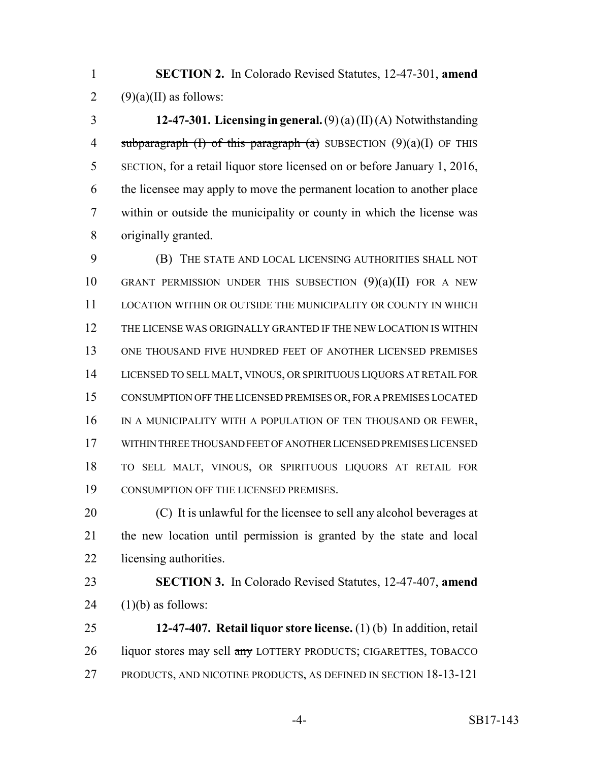**SECTION 2.** In Colorado Revised Statutes, 12-47-301, **amend** (9)(a)(II) as follows:

**12-47-301. Licensing in general.** (9) (a) (II) (A) Notwithstanding ~~subparagraph (I) of this paragraph (a)~~ SUBSECTION (9)(a)(I) OF THIS SECTION, for a retail liquor store licensed on or before January 1, 2016, the licensee may apply to move the permanent location to another place within or outside the municipality or county in which the license was originally granted.

(B) THE STATE AND LOCAL LICENSING AUTHORITIES SHALL NOT GRANT PERMISSION UNDER THIS SUBSECTION (9)(a)(II) FOR A NEW LOCATION WITHIN OR OUTSIDE THE MUNICIPALITY OR COUNTY IN WHICH THE LICENSE WAS ORIGINALLY GRANTED IF THE NEW LOCATION IS WITHIN ONE THOUSAND FIVE HUNDRED FEET OF ANOTHER LICENSED PREMISES LICENSED TO SELL MALT, VINOUS, OR SPIRITUOUS LIQUORS AT RETAIL FOR CONSUMPTION OFF THE LICENSED PREMISES OR, FOR A PREMISES LOCATED IN A MUNICIPALITY WITH A POPULATION OF TEN THOUSAND OR FEWER, WITHIN THREE THOUSAND FEET OF ANOTHER LICENSED PREMISES LICENSED TO SELL MALT, VINOUS, OR SPIRITUOUS LIQUORS AT RETAIL FOR CONSUMPTION OFF THE LICENSED PREMISES.

(C) It is unlawful for the licensee to sell any alcohol beverages at the new location until permission is granted by the state and local licensing authorities.

**SECTION 3.** In Colorado Revised Statutes, 12-47-407, **amend** (1)(b) as follows:

**12-47-407. Retail liquor store license.** (1) (b) In addition, retail liquor stores may sell ~~any~~ LOTTERY PRODUCTS; CIGARETTES, TOBACCO PRODUCTS, AND NICOTINE PRODUCTS, AS DEFINED IN SECTION 18-13-121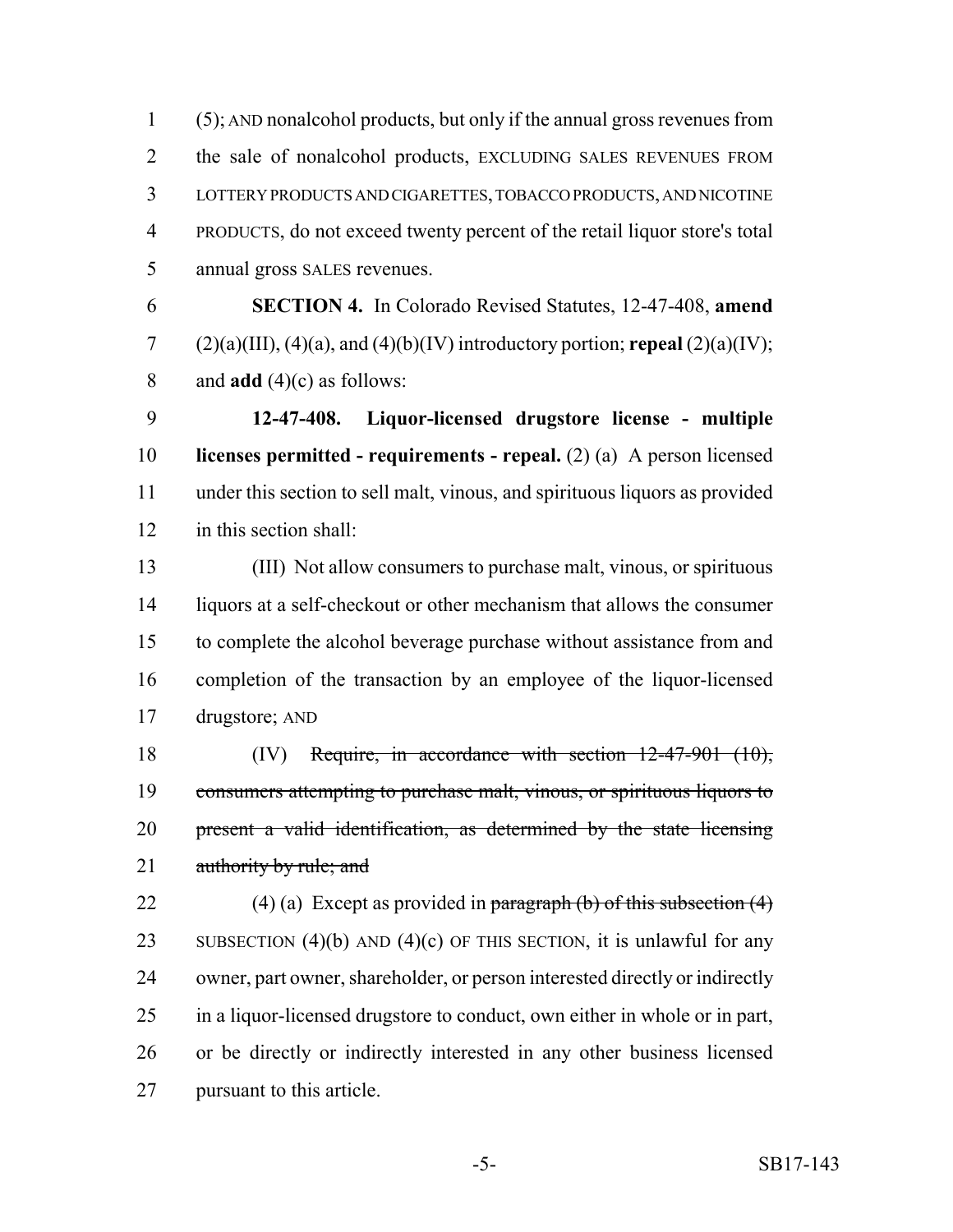(5); AND nonalcohol products, but only if the annual gross revenues from the sale of nonalcohol products, EXCLUDING SALES REVENUES FROM LOTTERY PRODUCTS AND CIGARETTES, TOBACCO PRODUCTS, AND NICOTINE PRODUCTS, do not exceed twenty percent of the retail liquor store's total annual gross SALES revenues.

**SECTION 4.** In Colorado Revised Statutes, 12-47-408, **amend** (2)(a)(III), (4)(a), and (4)(b)(IV) introductory portion; **repeal** (2)(a)(IV); and **add** (4)(c) as follows:

**12-47-408. Liquor-licensed drugstore license - multiple licenses permitted - requirements - repeal.** (2) (a) A person licensed under this section to sell malt, vinous, and spirituous liquors as provided in this section shall:

(III) Not allow consumers to purchase malt, vinous, or spirituous liquors at a self-checkout or other mechanism that allows the consumer to complete the alcohol beverage purchase without assistance from and completion of the transaction by an employee of the liquor-licensed drugstore; AND

(IV) ~~Require, in accordance with section 12-47-901 (10), consumers attempting to purchase malt, vinous, or spirituous liquors to present a valid identification, as determined by the state licensing authority by rule; and~~

(4) (a) Except as provided in ~~paragraph (b) of this subsection (4)~~ SUBSECTION (4)(b) AND (4)(c) OF THIS SECTION, it is unlawful for any owner, part owner, shareholder, or person interested directly or indirectly in a liquor-licensed drugstore to conduct, own either in whole or in part, or be directly or indirectly interested in any other business licensed pursuant to this article.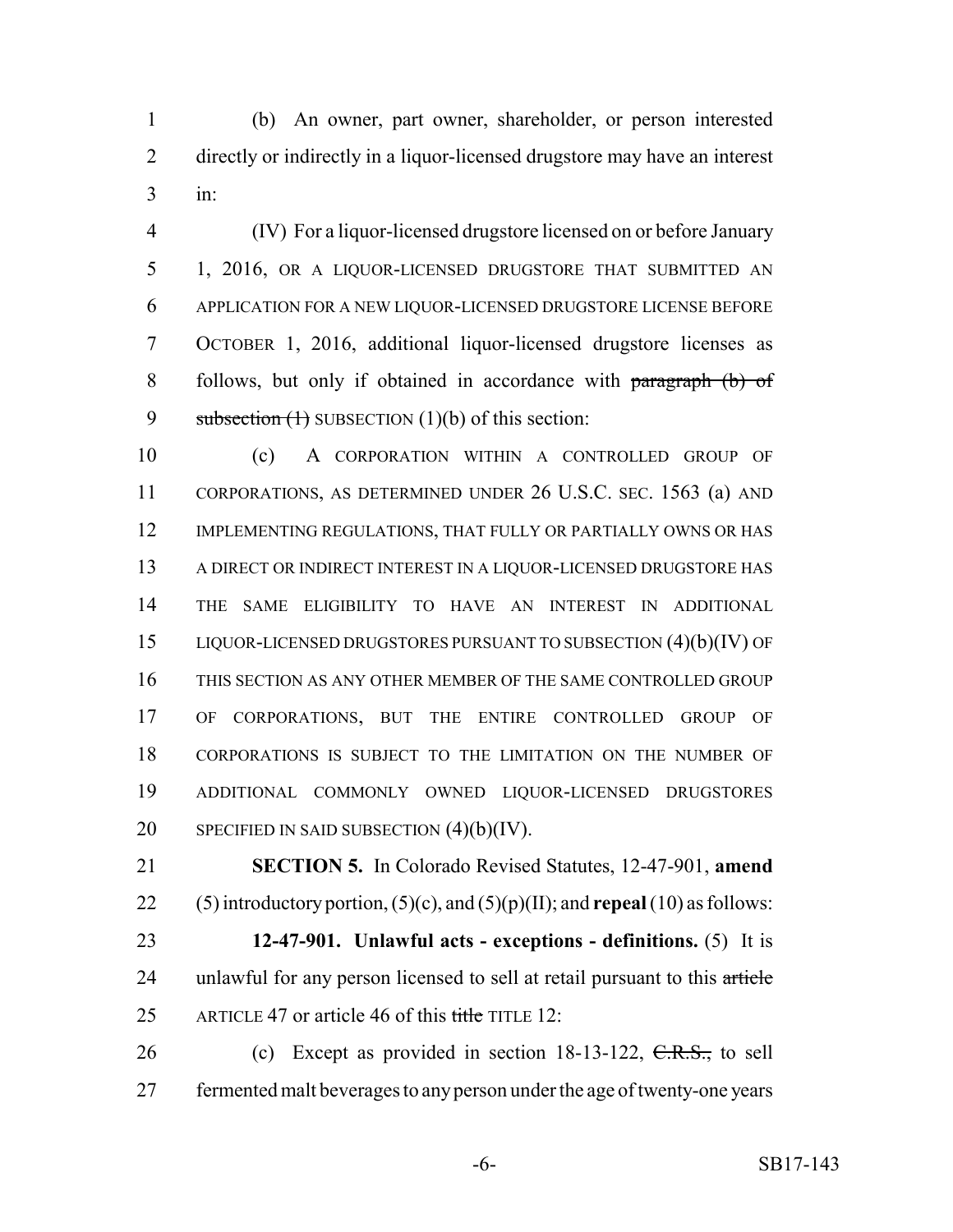(b) An owner, part owner, shareholder, or person interested directly or indirectly in a liquor-licensed drugstore may have an interest in:

(IV) For a liquor-licensed drugstore licensed on or before January 1, 2016, OR A LIQUOR-LICENSED DRUGSTORE THAT SUBMITTED AN APPLICATION FOR A NEW LIQUOR-LICENSED DRUGSTORE LICENSE BEFORE OCTOBER 1, 2016, additional liquor-licensed drugstore licenses as follows, but only if obtained in accordance with ~~paragraph (b) of subsection (1)~~ SUBSECTION (1)(b) of this section:

(c) A CORPORATION WITHIN A CONTROLLED GROUP OF CORPORATIONS, AS DETERMINED UNDER 26 U.S.C. SEC. 1563 (a) AND IMPLEMENTING REGULATIONS, THAT FULLY OR PARTIALLY OWNS OR HAS A DIRECT OR INDIRECT INTEREST IN A LIQUOR-LICENSED DRUGSTORE HAS THE SAME ELIGIBILITY TO HAVE AN INTEREST IN ADDITIONAL LIQUOR-LICENSED DRUGSTORES PURSUANT TO SUBSECTION (4)(b)(IV) OF THIS SECTION AS ANY OTHER MEMBER OF THE SAME CONTROLLED GROUP OF CORPORATIONS, BUT THE ENTIRE CONTROLLED GROUP OF CORPORATIONS IS SUBJECT TO THE LIMITATION ON THE NUMBER OF ADDITIONAL COMMONLY OWNED LIQUOR-LICENSED DRUGSTORES SPECIFIED IN SAID SUBSECTION (4)(b)(IV).

**SECTION 5.** In Colorado Revised Statutes, 12-47-901, **amend** (5) introductory portion, (5)(c), and (5)(p)(II); and **repeal** (10) as follows:

**12-47-901. Unlawful acts - exceptions - definitions.** (5) It is unlawful for any person licensed to sell at retail pursuant to this ~~article~~ ARTICLE 47 or article 46 of this ~~title~~ TITLE 12:

(c) Except as provided in section 18-13-122, ~~C.R.S.,~~ to sell fermented malt beverages to any person under the age of twenty-one years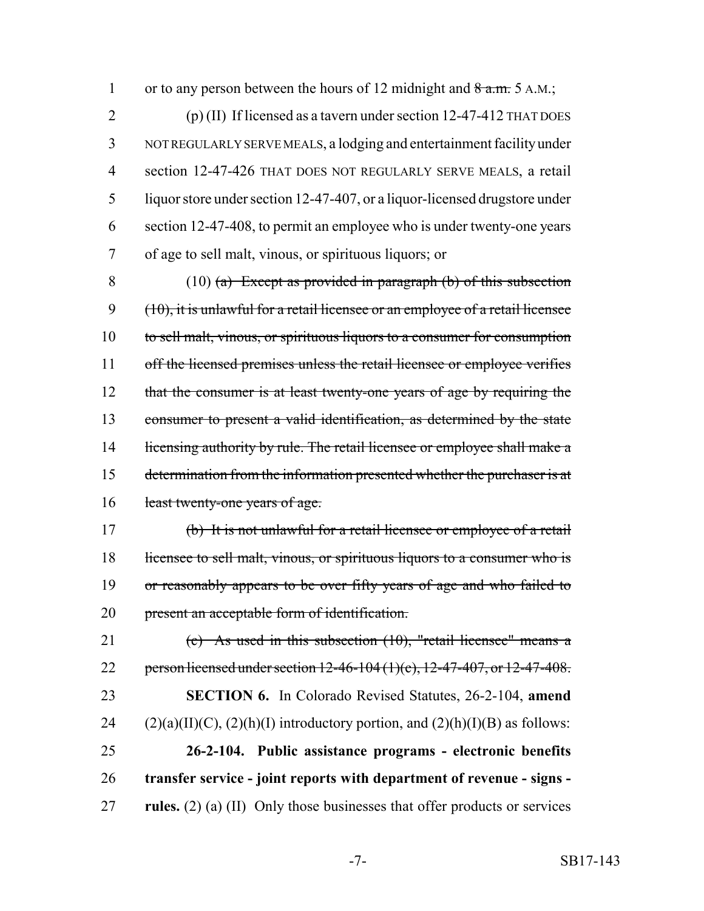1 or to any person between the hours of 12 midnight and ~~8 a.m.~~ 5 A.M.;

2 (p) (II) If licensed as a tavern under section 12-47-412 THAT DOES
3 NOT REGULARLY SERVE MEALS, a lodging and entertainment facility under
4 section 12-47-426 THAT DOES NOT REGULARLY SERVE MEALS, a retail
5 liquor store under section 12-47-407, or a liquor-licensed drugstore under
6 section 12-47-408, to permit an employee who is under twenty-one years
7 of age to sell malt, vinous, or spirituous liquors; or

8 (10) ~~(a) Except as provided in paragraph (b) of this subsection~~
9 ~~(10), it is unlawful for a retail licensee or an employee of a retail licensee~~
10 ~~to sell malt, vinous, or spirituous liquors to a consumer for consumption~~
11 ~~off the licensed premises unless the retail licensee or employee verifies~~
12 ~~that the consumer is at least twenty-one years of age by requiring the~~
13 ~~consumer to present a valid identification, as determined by the state~~
14 ~~licensing authority by rule. The retail licensee or employee shall make a~~
15 ~~determination from the information presented whether the purchaser is at~~
16 ~~least twenty-one years of age.~~

17 ~~(b) It is not unlawful for a retail licensee or employee of a retail~~
18 ~~licensee to sell malt, vinous, or spirituous liquors to a consumer who is~~
19 ~~or reasonably appears to be over fifty years of age and who failed to~~
20 ~~present an acceptable form of identification.~~

21 ~~(c) As used in this subsection (10), "retail licensee" means a~~
22 ~~person licensed under section 12-46-104 (1)(c), 12-47-407, or 12-47-408.~~

23 **SECTION 6.** In Colorado Revised Statutes, 26-2-104, **amend**
24 (2)(a)(II)(C), (2)(h)(I) introductory portion, and (2)(h)(I)(B) as follows:

25 **26-2-104. Public assistance programs - electronic benefits**
26 **transfer service - joint reports with department of revenue - signs -**
27 **rules.** (2) (a) (II) Only those businesses that offer products or services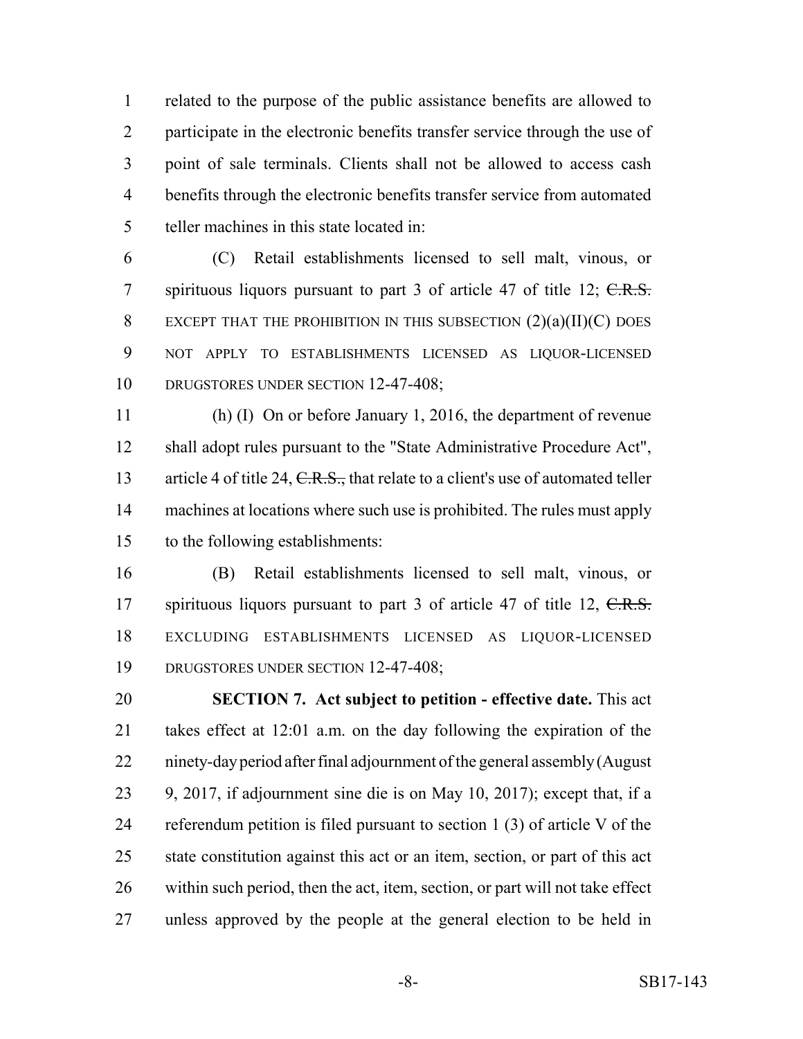related to the purpose of the public assistance benefits are allowed to participate in the electronic benefits transfer service through the use of point of sale terminals. Clients shall not be allowed to access cash benefits through the electronic benefits transfer service from automated teller machines in this state located in:

(C) Retail establishments licensed to sell malt, vinous, or spirituous liquors pursuant to part 3 of article 47 of title 12; ~~C.R.S.~~ EXCEPT THAT THE PROHIBITION IN THIS SUBSECTION (2)(a)(II)(C) DOES NOT APPLY TO ESTABLISHMENTS LICENSED AS LIQUOR-LICENSED DRUGSTORES UNDER SECTION 12-47-408;

(h) (I) On or before January 1, 2016, the department of revenue shall adopt rules pursuant to the "State Administrative Procedure Act", article 4 of title 24, ~~C.R.S.,~~ that relate to a client's use of automated teller machines at locations where such use is prohibited. The rules must apply to the following establishments:

(B) Retail establishments licensed to sell malt, vinous, or spirituous liquors pursuant to part 3 of article 47 of title 12, ~~C.R.S.~~ EXCLUDING ESTABLISHMENTS LICENSED AS LIQUOR-LICENSED DRUGSTORES UNDER SECTION 12-47-408;

**SECTION 7. Act subject to petition - effective date.** This act takes effect at 12:01 a.m. on the day following the expiration of the ninety-day period after final adjournment of the general assembly (August 9, 2017, if adjournment sine die is on May 10, 2017); except that, if a referendum petition is filed pursuant to section 1 (3) of article V of the state constitution against this act or an item, section, or part of this act within such period, then the act, item, section, or part will not take effect unless approved by the people at the general election to be held in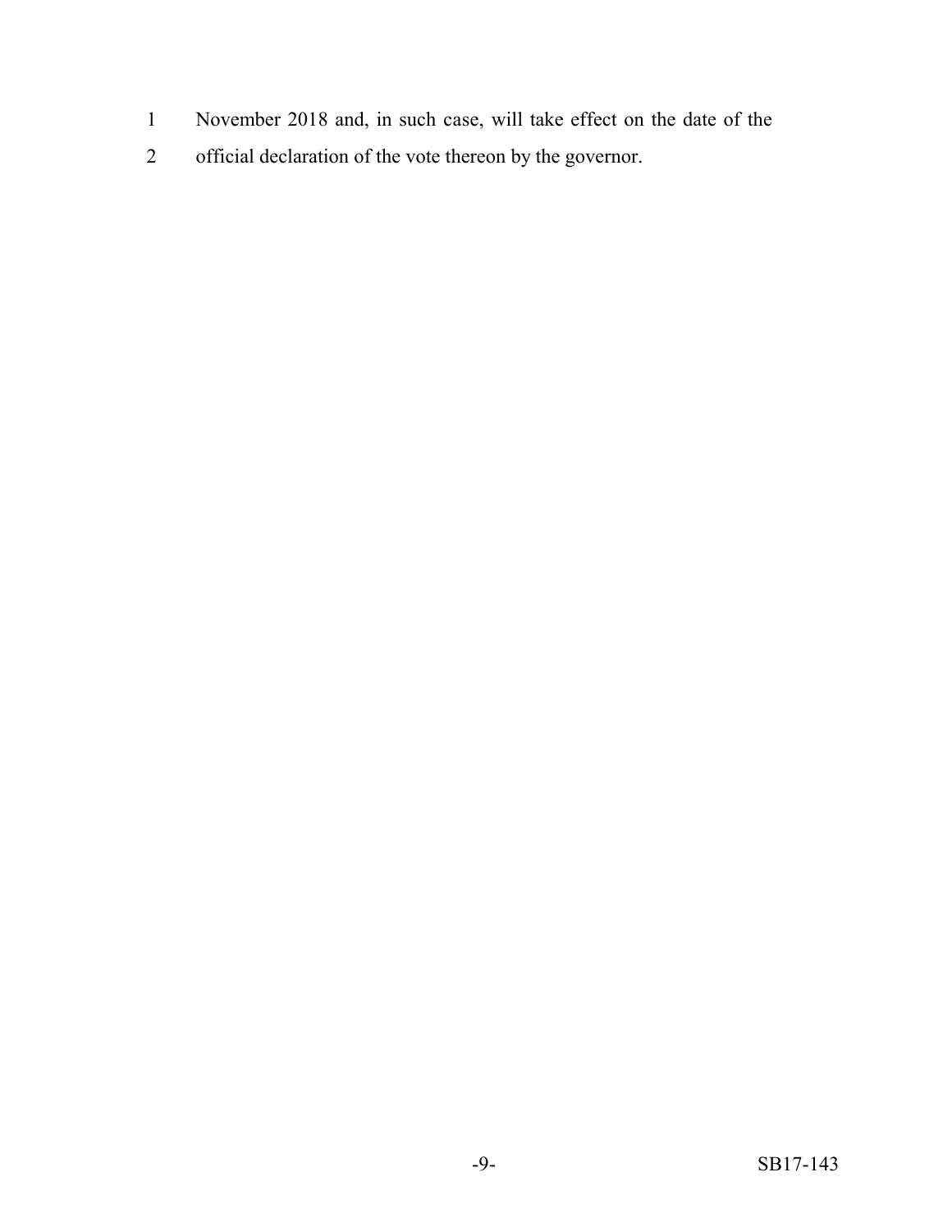November 2018 and, in such case, will take effect on the date of the official declaration of the vote thereon by the governor.